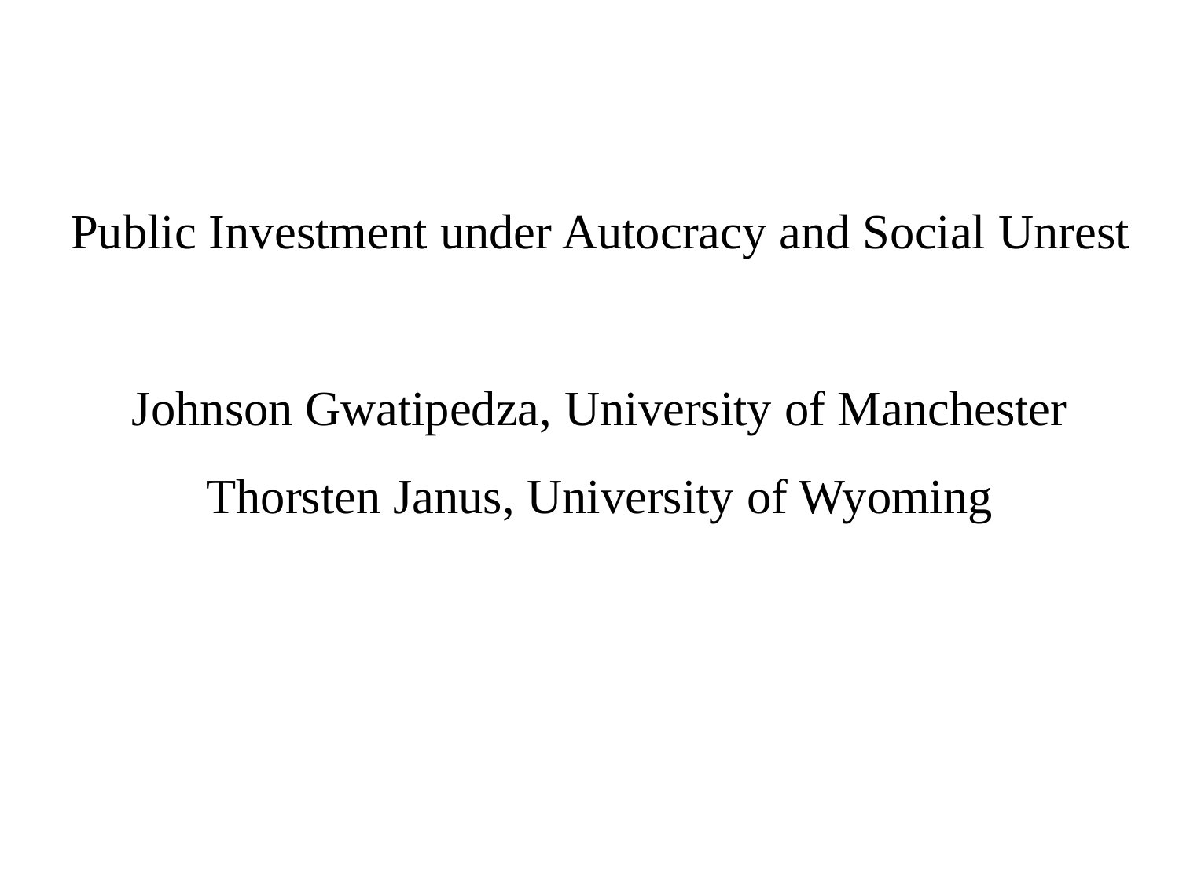# Public Investment under Autocracy and Social Unrest

Johnson Gwatipedza, University of Manchester

Thorsten Janus, University of Wyoming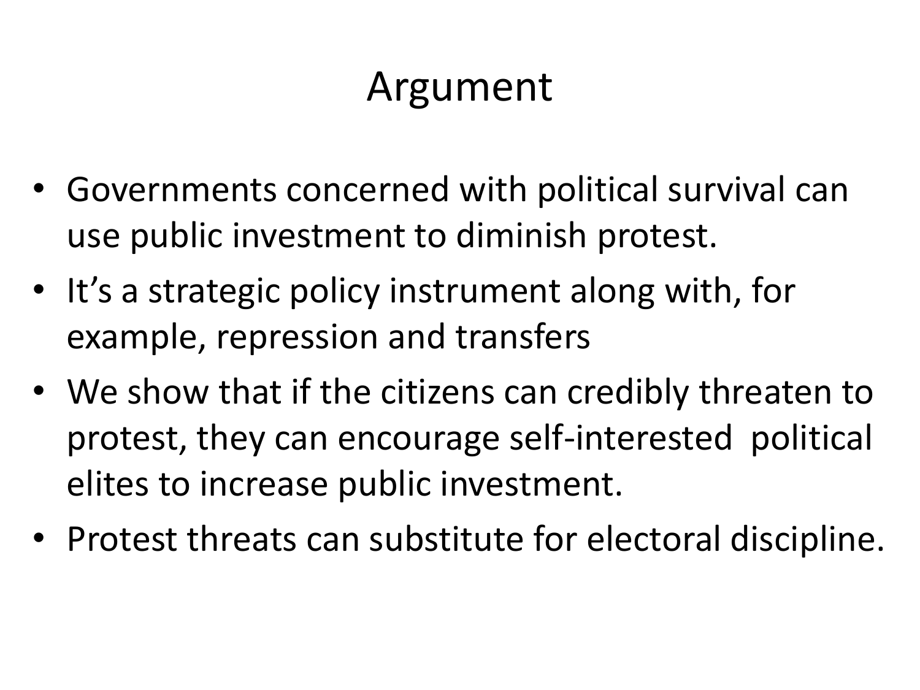# Argument

- Governments concerned with political survival can use public investment to diminish protest.
- It's a strategic policy instrument along with, for example, repression and transfers
- We show that if the citizens can credibly threaten to protest, they can encourage self-interested political elites to increase public investment.
- Protest threats can substitute for electoral discipline.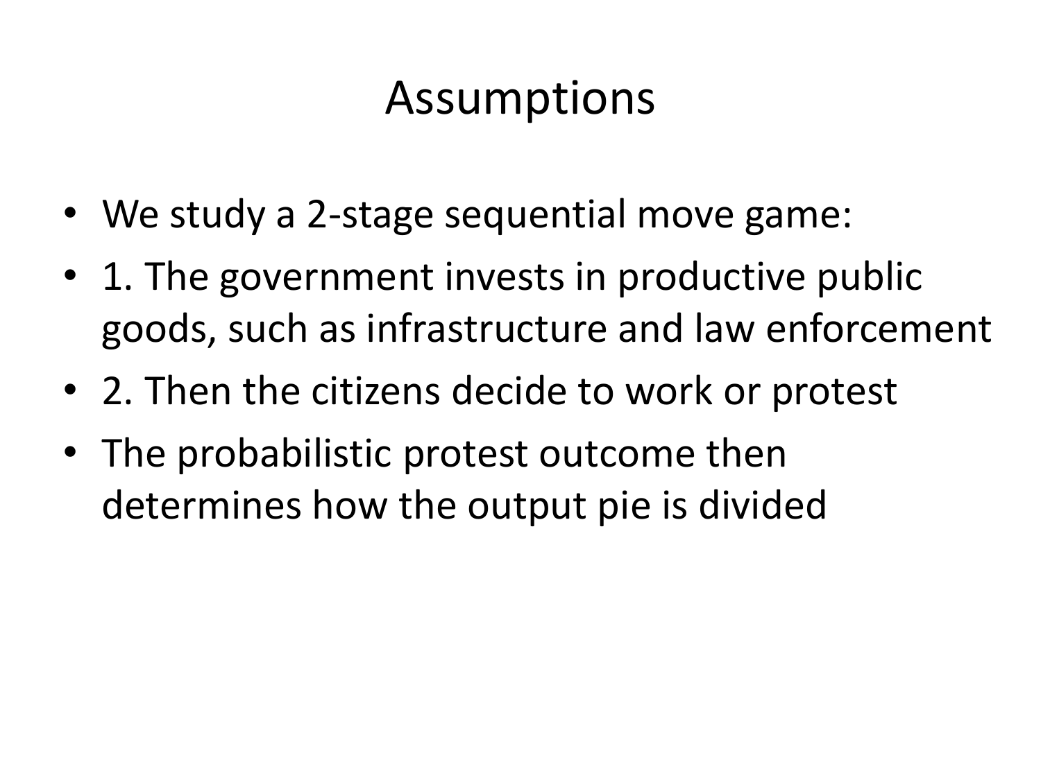# Assumptions

- We study a 2-stage sequential move game:
- 1. The government invests in productive public goods, such as infrastructure and law enforcement
- 2. Then the citizens decide to work or protest
- The probabilistic protest outcome then determines how the output pie is divided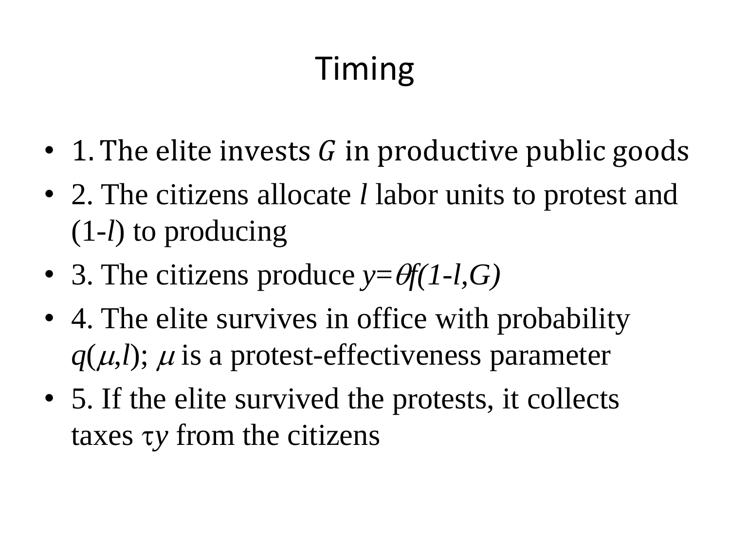# Timing

- 1. The elite invests $G$ in productive public goods
- 2. The citizens allocate $l$ labor units to protest and $(1-l)$ to producing
- 3. The citizens produce $y=\theta f(1-l,G)$
- 4. The elite survives in office with probability $q(\mu,l)$; $\mu$ is a protest-effectiveness parameter
- 5. If the elite survived the protests, it collects taxes $\tau y$ from the citizens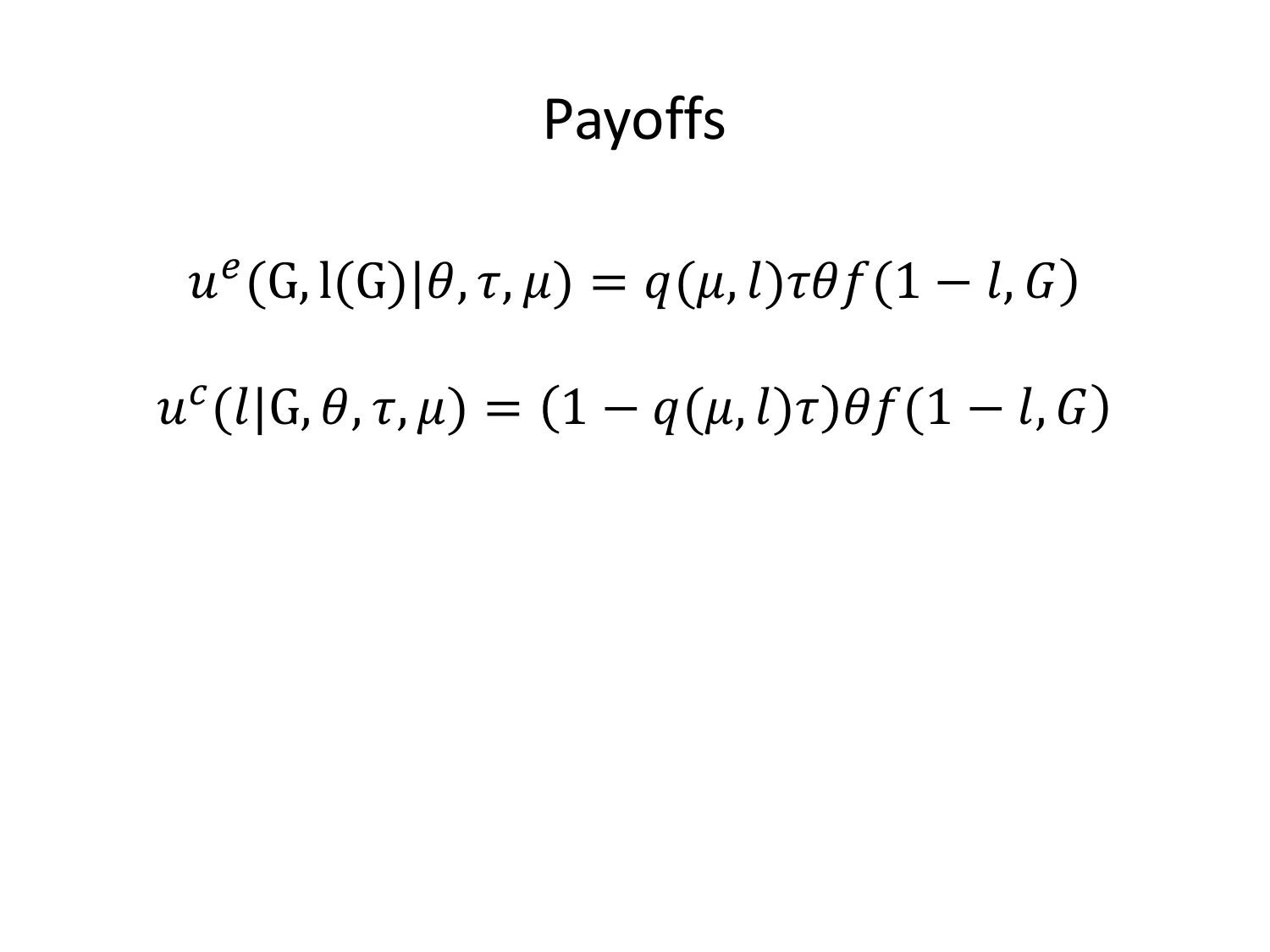# Payoffs

$$u^e(\mathrm{G}, \mathrm{l(G)}|\theta, \tau, \mu) = q(\mu, l)\tau\theta f(1 - l, G)$$

$$u^c(l|\mathrm{G}, \theta, \tau, \mu) = (1 - q(\mu, l)\tau)\theta f(1 - l, G)$$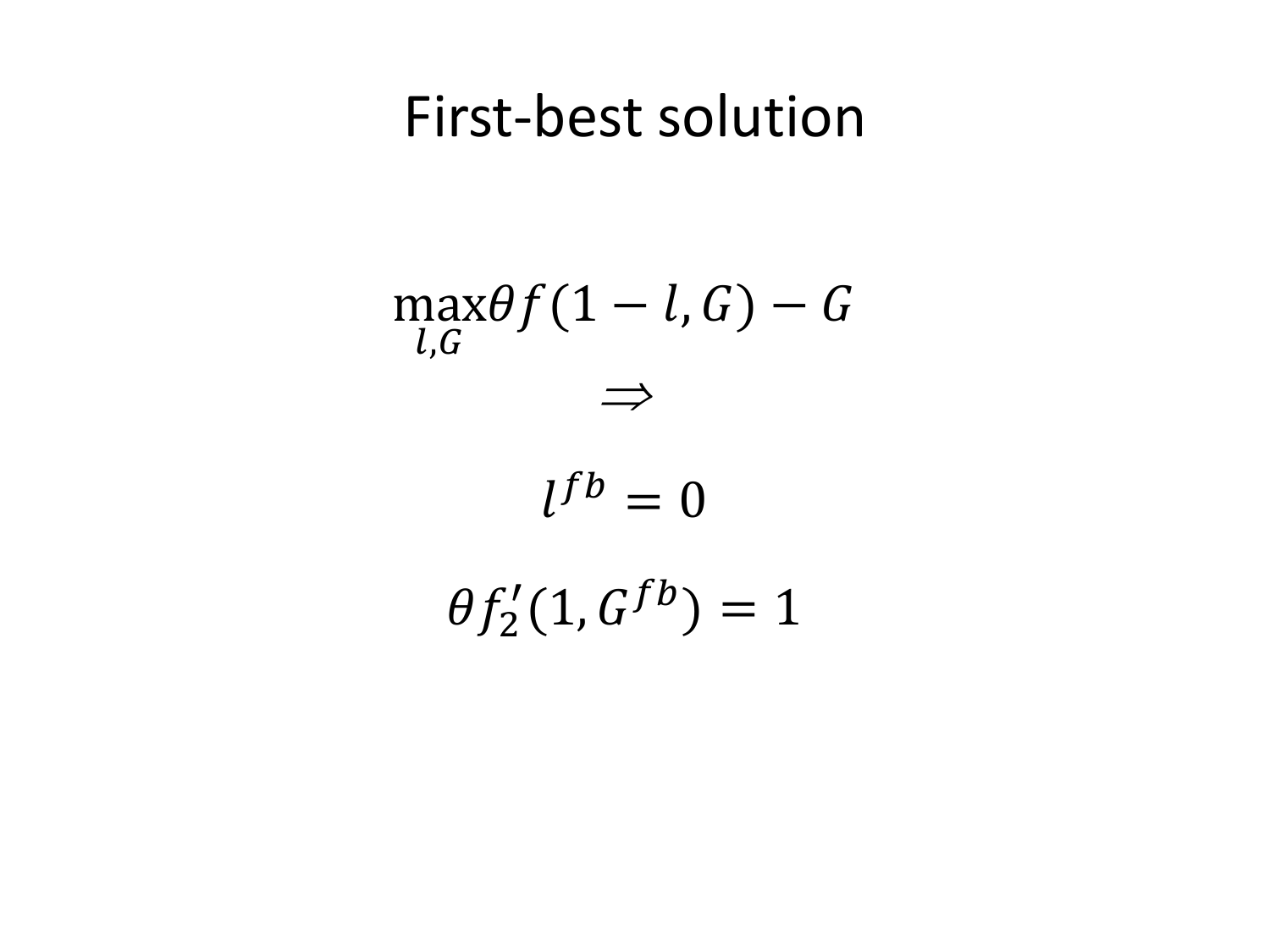# First-best solution

$$\max_{l,G} \theta f(1-l,G) - G$$

$$\Rightarrow$$

$$l^{fb} = 0$$

$$\theta f_2'(1, G^{fb}) = 1$$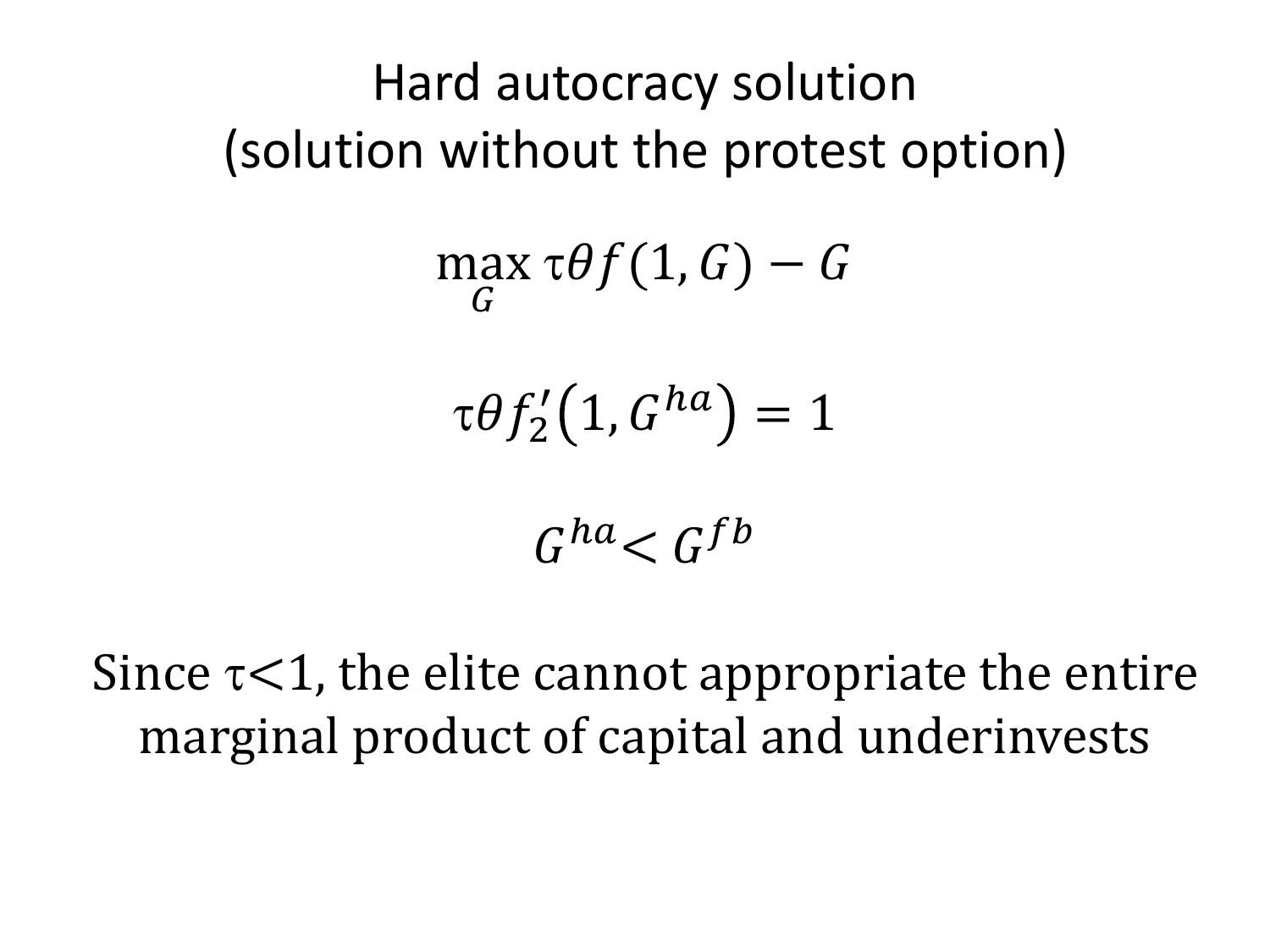# Hard autocracy solution (solution without the protest option)

$$\max_{G} \tau\theta f(1, G) - G$$

$$\tau\theta f_2'(1, G^{ha}) = 1$$

$$G^{ha} < G^{fb}$$

Since $\tau < 1$, the elite cannot appropriate the entire marginal product of capital and underinvests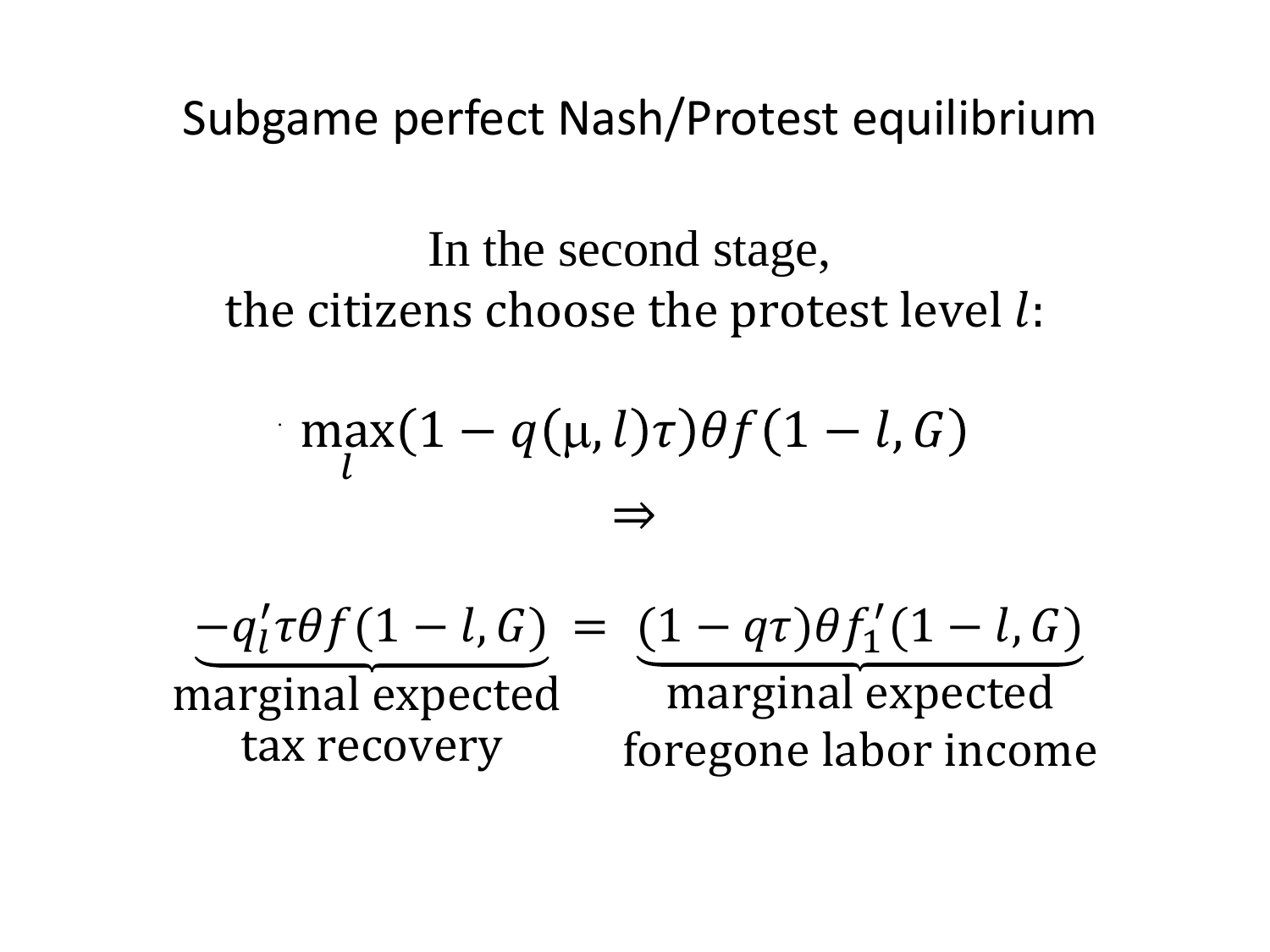# Subgame perfect Nash/Protest equilibrium

In the second stage,
the citizens choose the protest level $l$:

$$\max_{l}(1 - q(\mu, l)\tau)\theta f(1 - l, G)$$

$$\Rightarrow$$

$$\underbrace{-q_l'\tau\theta f(1 - l, G)}_{\substack{\text{marginal expected} \\ \text{tax recovery}}} = \underbrace{(1 - q\tau)\theta f_1'(1 - l, G)}_{\substack{\text{marginal expected} \\ \text{foregone labor income}}}$$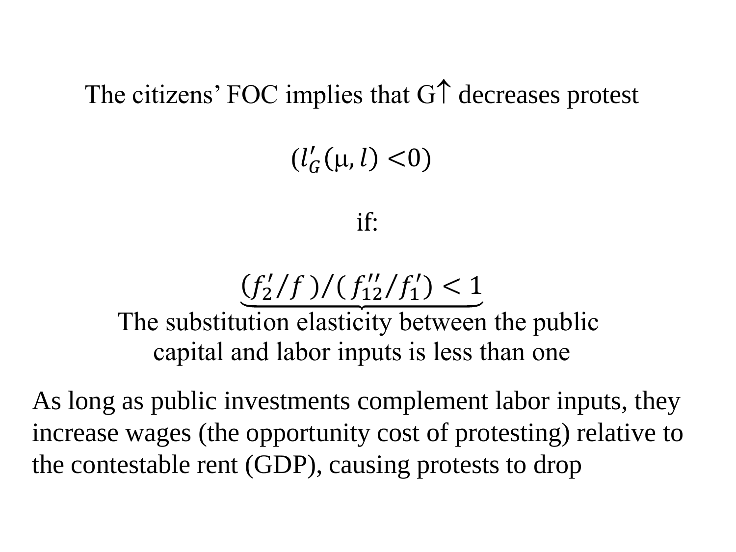The citizens' FOC implies that G↑ decreases protest

$$(l'_G(\mu, l) < 0)$$

if:

$$\underbrace{(f'_2/f)/(f''_{12}/f'_1) < 1}_{\text{The substitution elasticity between the public capital and labor inputs is less than one}}$$

As long as public investments complement labor inputs, they increase wages (the opportunity cost of protesting) relative to the contestable rent (GDP), causing protests to drop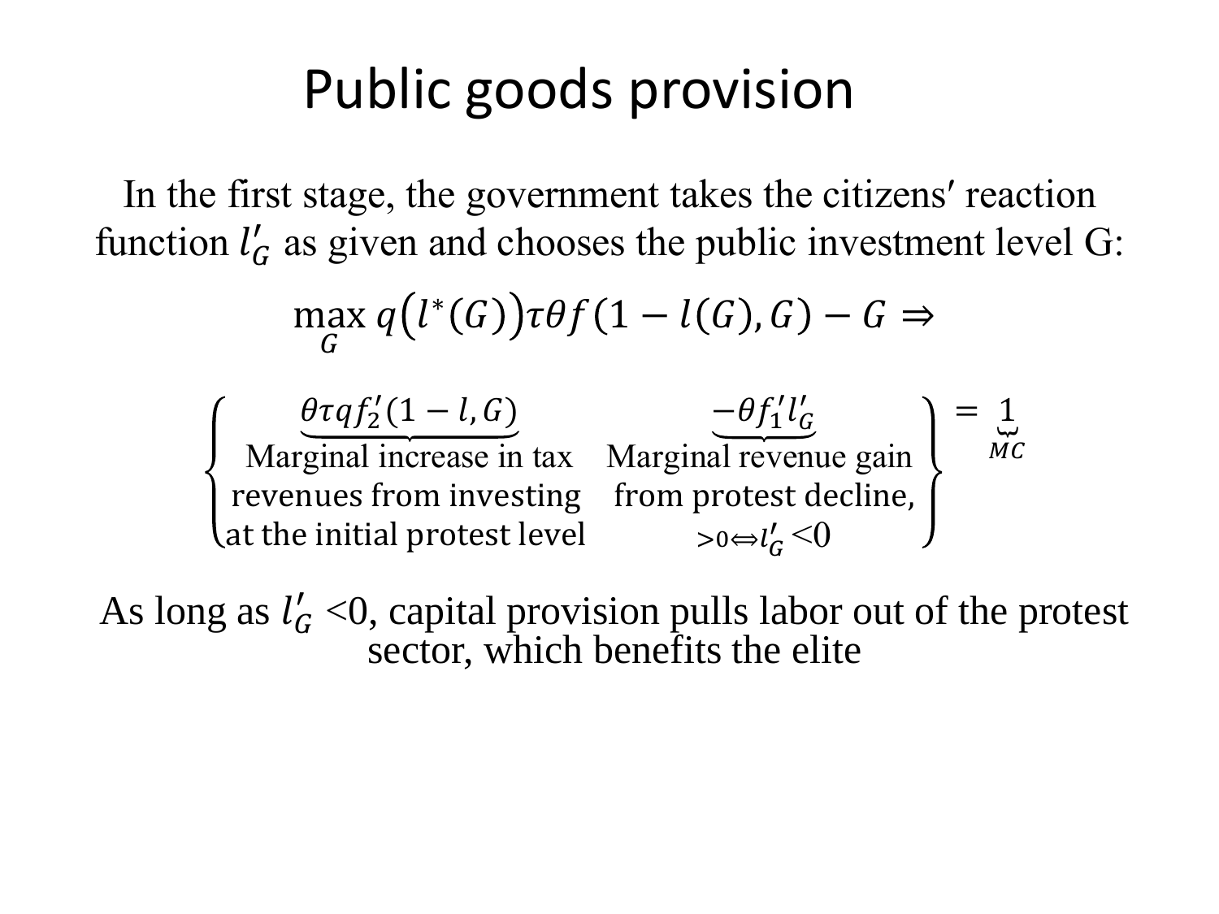# Public goods provision

In the first stage, the government takes the citizens′ reaction function $l_G'$ as given and chooses the public investment level G:

$$\max_G q\big(l^*(G)\big)\tau\theta f(1 - l(G), G) - G \Rightarrow$$

$$\left\{ \underbrace{\theta\tau q f_2'(1-l,G)}_{\substack{\text{Marginal increase in tax}\\ \text{revenues from investing}\\ \text{at the initial protest level}}} \quad \underbrace{-\theta f_1' l_G'}_{\substack{\text{Marginal revenue gain}\\ \text{from protest decline,}\\ >0 \Leftrightarrow l_G' < 0}} \right\} = \underbrace{1}_{MC}$$

As long as $l_G'$ <0, capital provision pulls labor out of the protest sector, which benefits the elite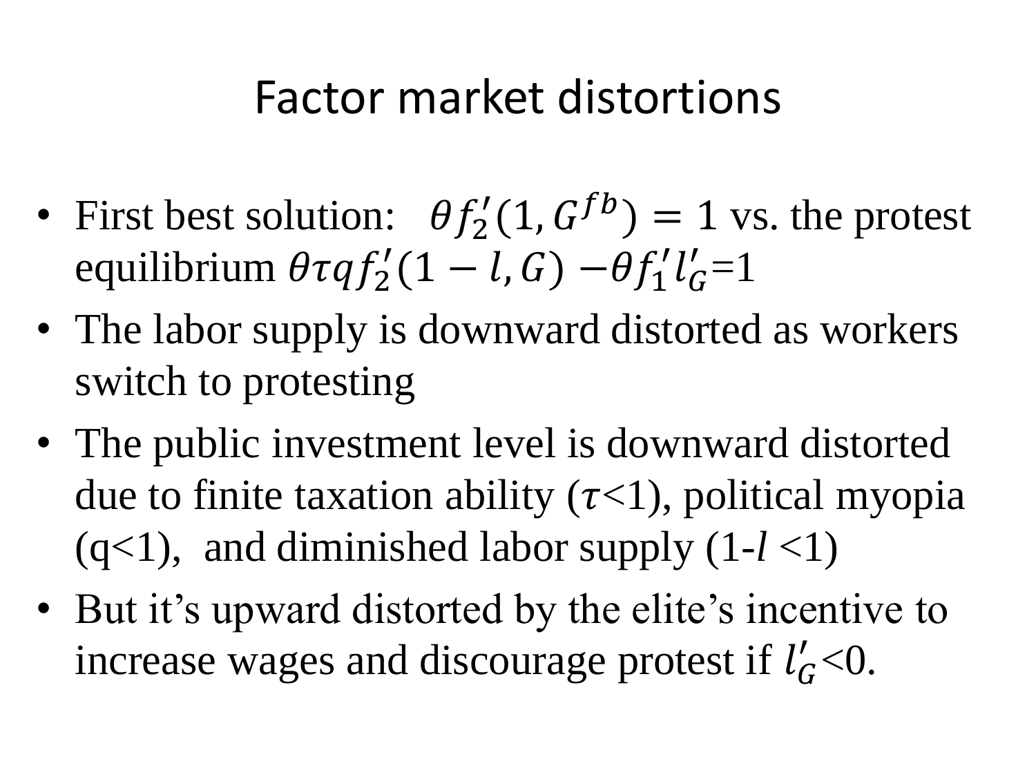# Factor market distortions

- First best solution: $\theta f_2'(1, G^{fb}) = 1$ vs. the protest equilibrium $\theta \tau q f_2'(1-l, G) - \theta f_1' l_G' = 1$
- The labor supply is downward distorted as workers switch to protesting
- The public investment level is downward distorted due to finite taxation ability ($\tau$<1), political myopia (q<1), and diminished labor supply (1-$l$ <1)
- But it's upward distorted by the elite's incentive to increase wages and discourage protest if $l_G'$<0.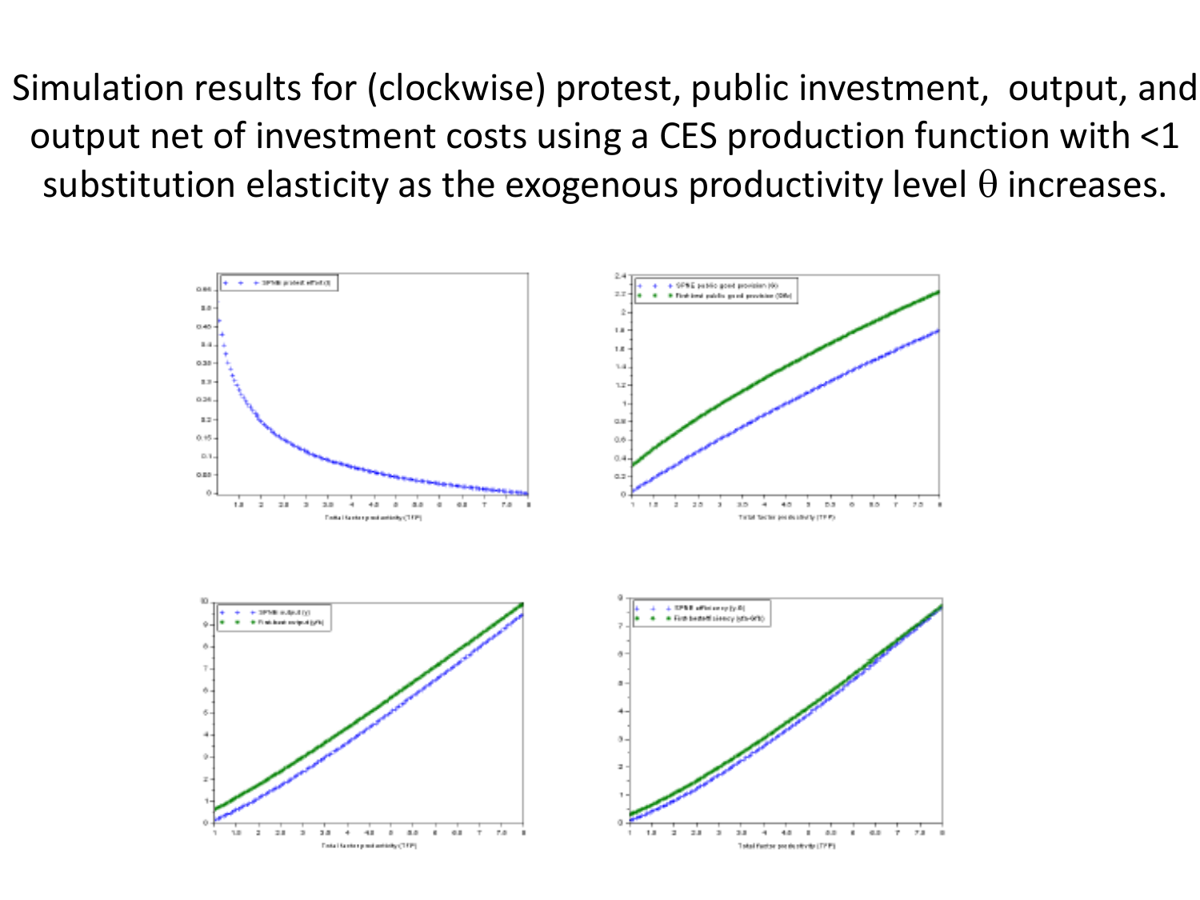Simulation results for (clockwise) protest, public investment, output, and output net of investment costs using a CES production function with <1 substitution elasticity as the exogenous productivity level $\theta$ increases.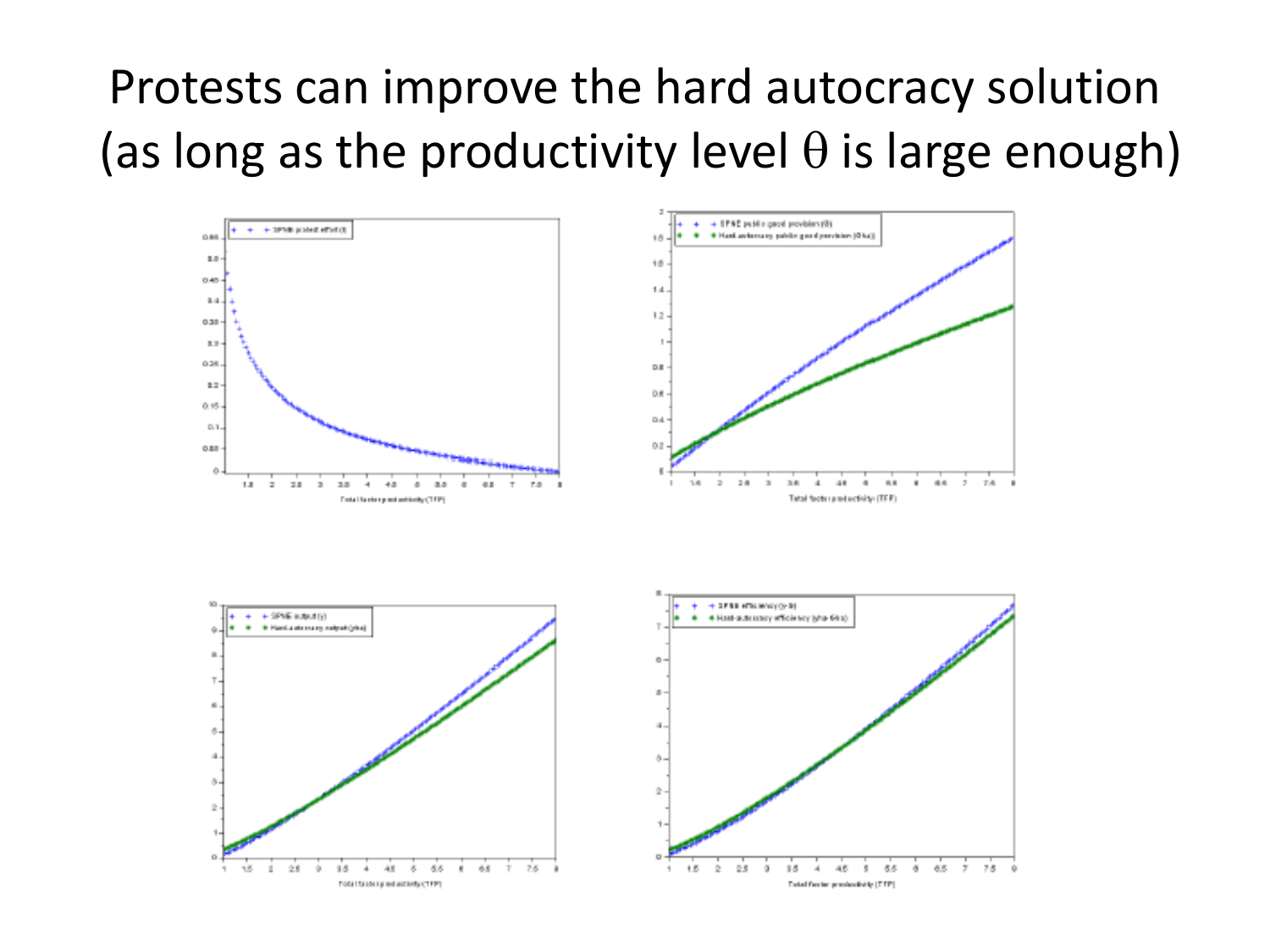# Protests can improve the hard autocracy solution (as long as the productivity level $\theta$ is large enough)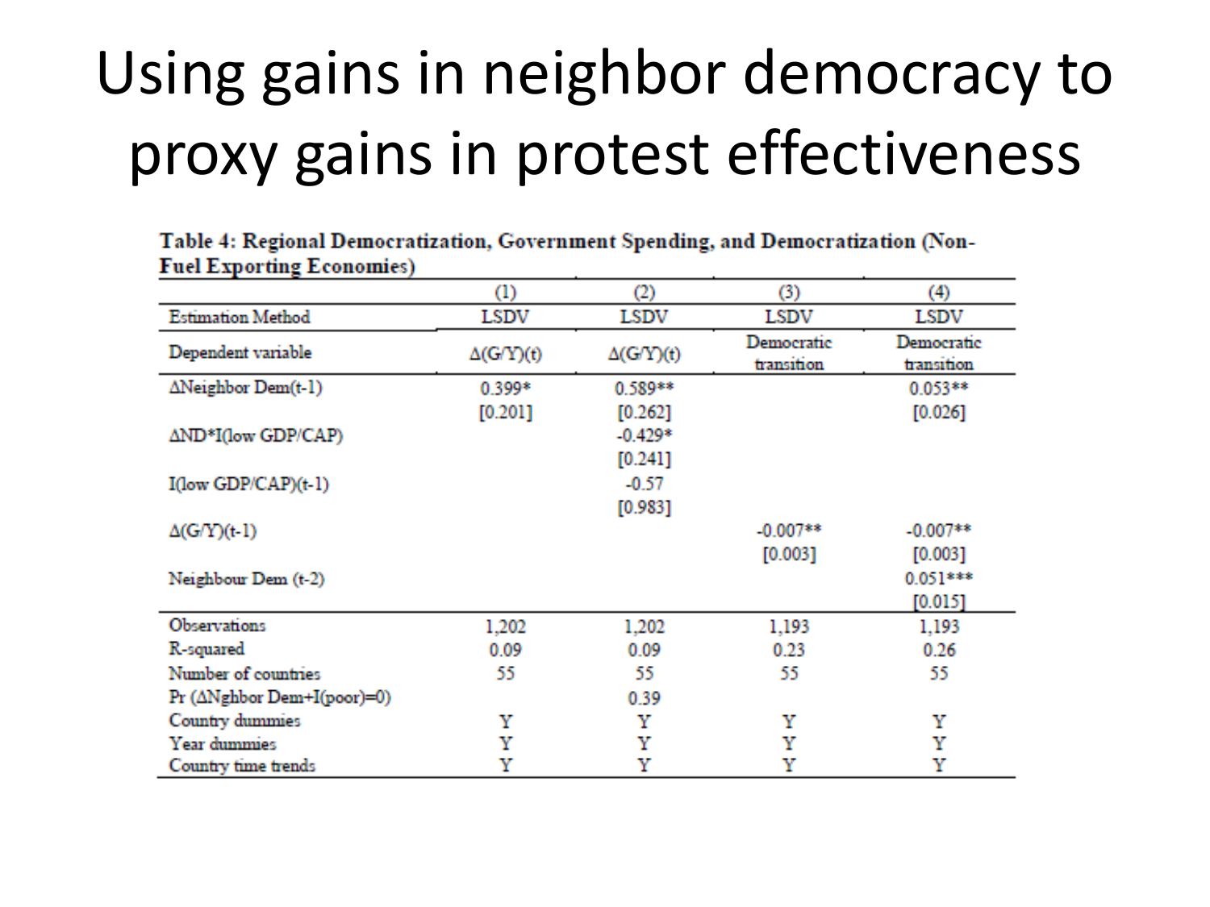# Using gains in neighbor democracy to proxy gains in protest effectiveness

**Table 4: Regional Democratization, Government Spending, and Democratization (Non-Fuel Exporting Economies)**

| | (1) | (2) | (3) | (4) |
|---|---|---|---|---|
| Estimation Method | LSDV | LSDV | LSDV | LSDV |
| Dependent variable | $\Delta(G/Y)(t)$ | $\Delta(G/Y)(t)$ | Democratic transition | Democratic transition |
| $\Delta$Neighbor Dem(t-1) | 0.399* | 0.589** | | 0.053** |
| | [0.201] | [0.262] | | [0.026] |
| $\Delta$ND*I(low GDP/CAP) | | -0.429* | | |
| | | [0.241] | | |
| I(low GDP/CAP)(t-1) | | -0.57 | | |
| | | [0.983] | | |
| $\Delta(G/Y)(t-1)$ | | | -0.007** | -0.007** |
| | | | [0.003] | [0.003] |
| Neighbour Dem (t-2) | | | | 0.051*** |
| | | | | [0.015] |
| Observations | 1,202 | 1,202 | 1,193 | 1,193 |
| R-squared | 0.09 | 0.09 | 0.23 | 0.26 |
| Number of countries | 55 | 55 | 55 | 55 |
| Pr ($\Delta$Nghbor Dem+I(poor)=0) | | 0.39 | | |
| Country dummies | Y | Y | Y | Y |
| Year dummies | Y | Y | Y | Y |
| Country time trends | Y | Y | Y | Y |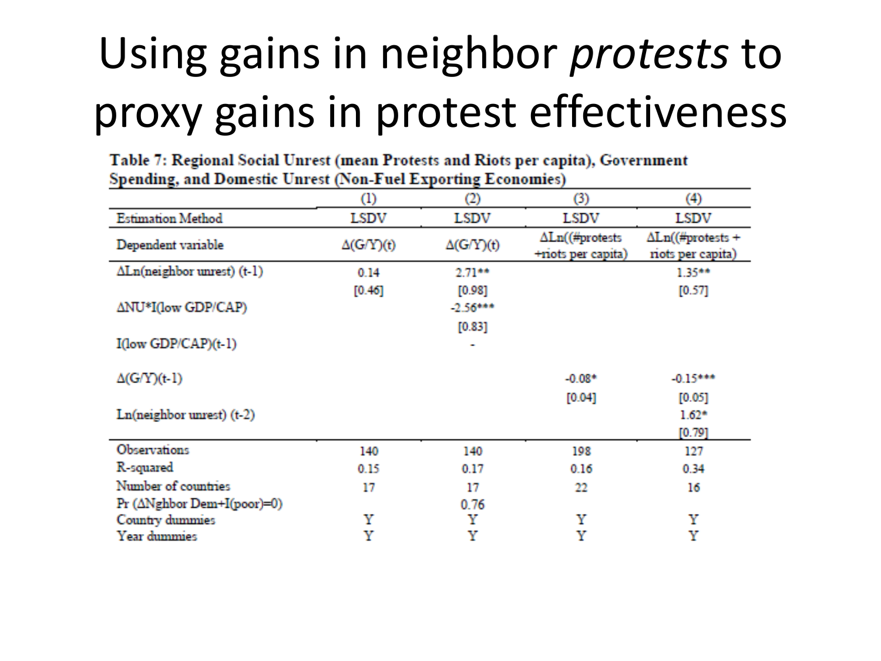# Using gains in neighbor *protests* to proxy gains in protest effectiveness

**Table 7: Regional Social Unrest (mean Protests and Riots per capita), Government Spending, and Domestic Unrest (Non-Fuel Exporting Economies)**

| | (1) | (2) | (3) | (4) |
|---|---|---|---|---|
| Estimation Method | LSDV | LSDV | LSDV | LSDV |
| Dependent variable | $\Delta(G/Y)(t)$ | $\Delta(G/Y)(t)$ | $\Delta Ln((\#protests + riots\ per\ capita)$ | $\Delta Ln((\#protests + riots\ per\ capita)$ |
| $\Delta$Ln(neighbor unrest) (t-1) | 0.14 | 2.71** | | 1.35** |
| | [0.46] | [0.98] | | [0.57] |
| $\Delta$NU*I(low GDP/CAP) | | -2.56*** | | |
| | | [0.83] | | |
| I(low GDP/CAP)(t-1) | | - | | |
| $\Delta$(G/Y)(t-1) | | | -0.08* | -0.15*** |
| | | | [0.04] | [0.05] |
| Ln(neighbor unrest) (t-2) | | | | 1.62* |
| | | | | [0.79] |
| Observations | 140 | 140 | 198 | 127 |
| R-squared | 0.15 | 0.17 | 0.16 | 0.34 |
| Number of countries | 17 | 17 | 22 | 16 |
| Pr ($\Delta$Nghbor Dem+I(poor)=0) | | 0.76 | | |
| Country dummies | Y | Y | Y | Y |
| Year dummies | Y | Y | Y | Y |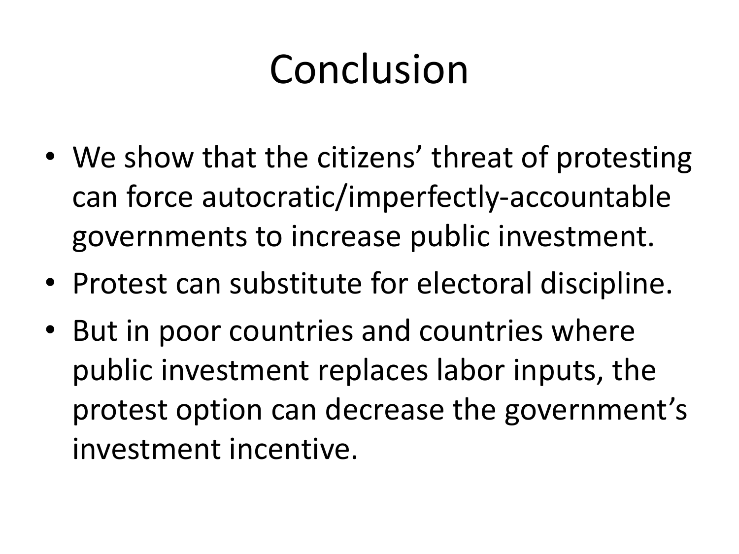# Conclusion

- We show that the citizens' threat of protesting can force autocratic/imperfectly-accountable governments to increase public investment.
- Protest can substitute for electoral discipline.
- But in poor countries and countries where public investment replaces labor inputs, the protest option can decrease the government's investment incentive.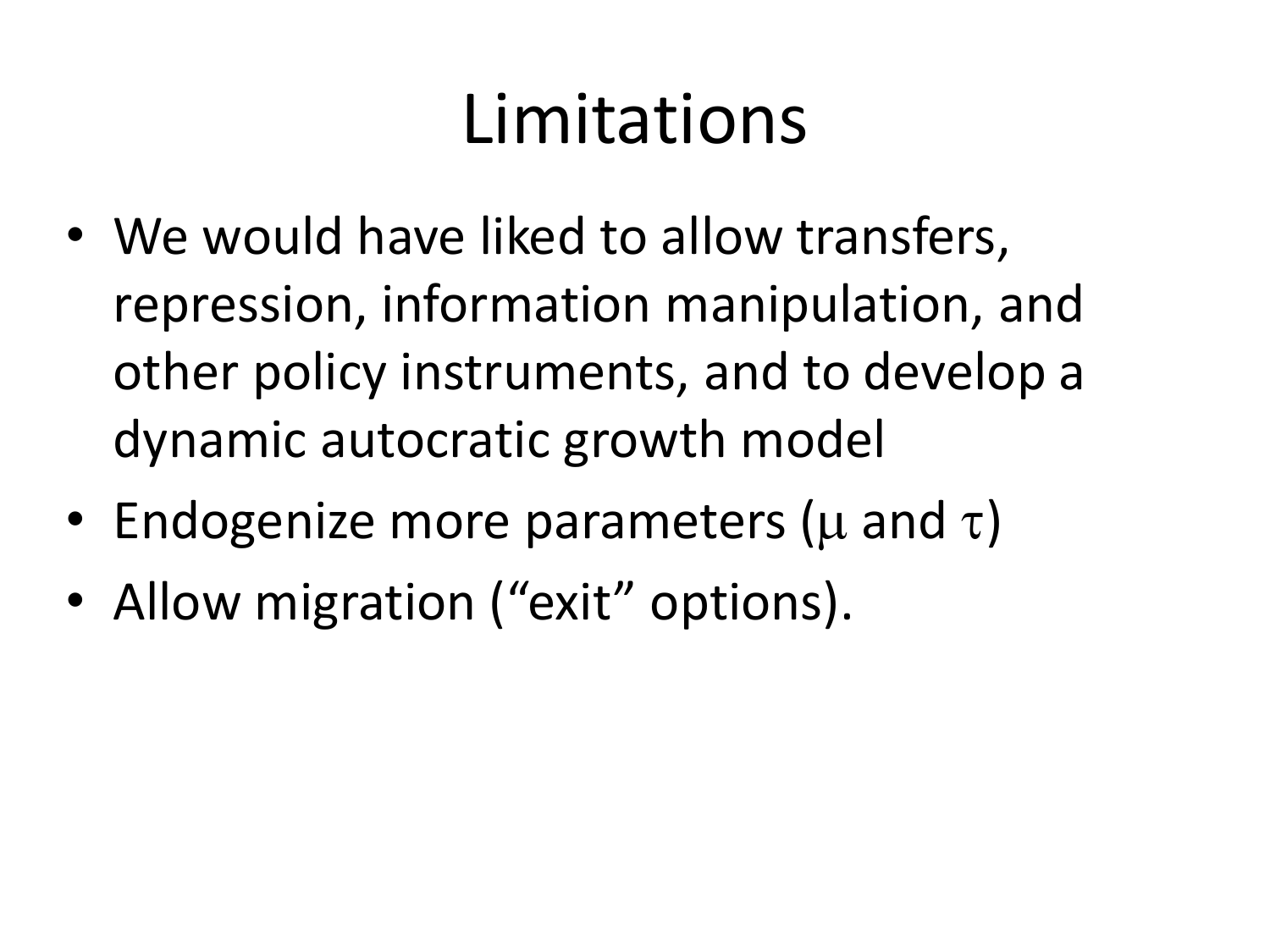# Limitations

- We would have liked to allow transfers, repression, information manipulation, and other policy instruments, and to develop a dynamic autocratic growth model
- Endogenize more parameters ($\mu$ and $\tau$)
- Allow migration (“exit” options).